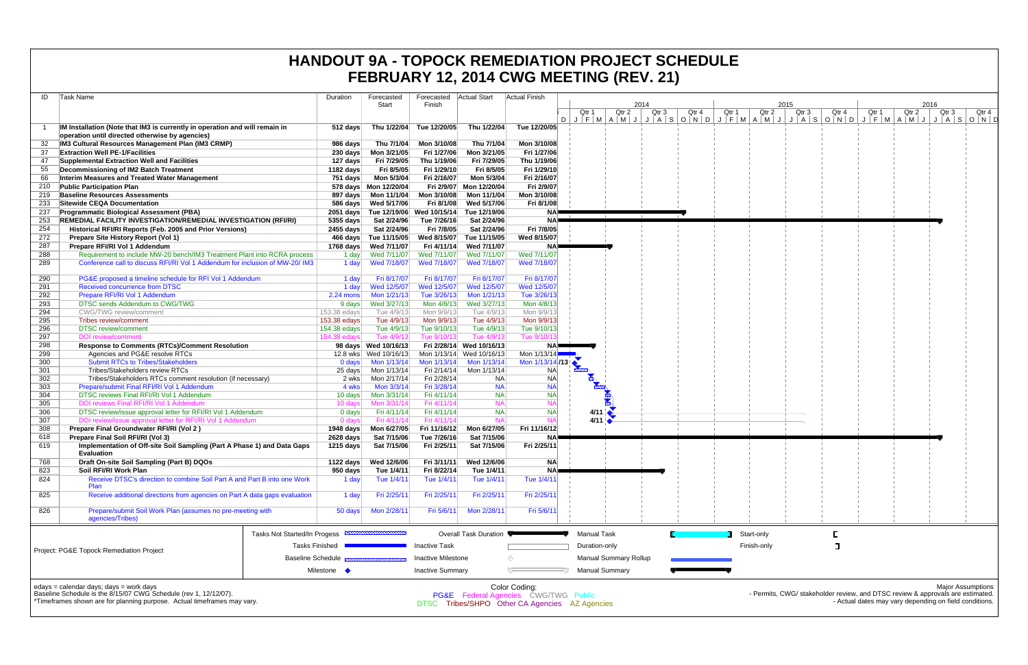# HANDOUT 9A - TOPOCK REMEDIATION PROJECT SCHEDULE
# FEBRUARY 12, 2014 CWG MEETING (REV. 21)

| ID | Task Name | Duration | Forecasted Start | Forecasted Finish | Actual Start | Actual Finish |
|---|---|---|---|---|---|---|
| 1 | **IM Installation (Note that IM3 is currently in operation and will remain in operation until directed otherwise by agencies)** | **512 days** | **Thu 1/22/04** | **Tue 12/20/05** | **Thu 1/22/04** | **Tue 12/20/05** |
| 32 | **IM3 Cultural Resources Management Plan (IM3 CRMP)** | **986 days** | **Thu 7/1/04** | **Mon 3/10/08** | **Thu 7/1/04** | **Mon 3/10/08** |
| 37 | **Extraction Well PE-1/Facilities** | **230 days** | **Mon 3/21/05** | **Fri 1/27/06** | **Mon 3/21/05** | **Fri 1/27/06** |
| 47 | **Supplemental Extraction Well and Facilities** | **127 days** | **Fri 7/29/05** | **Thu 1/19/06** | **Fri 7/29/05** | **Thu 1/19/06** |
| 55 | **Decommissioning of IM2 Batch Treatment** | **1182 days** | **Fri 8/5/05** | **Fri 1/29/10** | **Fri 8/5/05** | **Fri 1/29/10** |
| 66 | **Interim Measures and Treated Water Management** | **751 days** | **Mon 5/3/04** | **Fri 2/16/07** | **Mon 5/3/04** | **Fri 2/16/07** |
| 210 | **Public Participation Plan** | **578 days** | **Mon 12/20/04** | **Fri 2/9/07** | **Mon 12/20/04** | **Fri 2/9/07** |
| 219 | **Baseline Resources Assessments** | **897 days** | **Mon 11/1/04** | **Mon 3/10/08** | **Mon 11/1/04** | **Mon 3/10/08** |
| 233 | **Sitewide CEQA Documentation** | **586 days** | **Wed 5/17/06** | **Fri 8/1/08** | **Wed 5/17/06** | **Fri 8/1/08** |
| 237 | **Programmatic Biological Assessment (PBA)** | **2051 days** | **Tue 12/19/06** | **Wed 10/15/14** | **Tue 12/19/06** | **NA** |
| 253 | **REMEDIAL FACILITY INVESTIGATION/REMEDIAL INVESTIGATION (RFI/RI)** | **5355 days** | **Sat 2/24/96** | **Tue 7/26/16** | **Sat 2/24/96** | **NA** |
| 254 | **Historical RFI/RI Reports (Feb. 2005 and Prior Versions)** | **2455 days** | **Sat 2/24/96** | **Fri 7/8/05** | **Sat 2/24/96** | **Fri 7/8/05** |
| 272 | **Prepare Site History Report (Vol 1)** | **466 days** | **Tue 11/15/05** | **Wed 8/15/07** | **Tue 11/15/05** | **Wed 8/15/07** |
| 287 | **Prepare RFI/RI Vol 1 Addendum** | **1768 days** | **Wed 7/11/07** | **Fri 4/11/14** | **Wed 7/11/07** | **NA** |
| 288 | Requirement to include MW-20 bench/IM3 Treatment Plant into RCRA process | 1 day | Wed 7/11/07 | Wed 7/11/07 | Wed 7/11/07 | Wed 7/11/07 |
| 289 | Conference call to discuss RFI/RI Vol 1 Addendum for inclusion of MW-20/ IM3 | 1 day | Wed 7/18/07 | Wed 7/18/07 | Wed 7/18/07 | Wed 7/18/07 |
| 290 | PG&E proposed a timeline schedule for RFI Vol 1 Addendum | 1 day | Fri 8/17/07 | Fri 8/17/07 | Fri 8/17/07 | Fri 8/17/07 |
| 291 | Received concurrence from DTSC | 1 day | Wed 12/5/07 | Wed 12/5/07 | Wed 12/5/07 | Wed 12/5/07 |
| 292 | Prepare RFI/RI Vol 1 Addendum | 2.24 mons | Mon 1/21/13 | Tue 3/26/13 | Mon 1/21/13 | Tue 3/26/13 |
| 293 | DTSC sends Addendum to CWG/TWG | 9 days | Wed 3/27/13 | Mon 4/8/13 | Wed 3/27/13 | Mon 4/8/13 |
| 294 | CWG/TWG review/comment | 153.38 edays | Tue 4/9/13 | Mon 9/9/13 | Tue 4/9/13 | Mon 9/9/13 |
| 295 | Tribes review/comment | 153.38 edays | Tue 4/9/13 | Mon 9/9/13 | Tue 4/9/13 | Mon 9/9/13 |
| 296 | DTSC review/comment | 154.38 edays | Tue 4/9/13 | Tue 9/10/13 | Tue 4/9/13 | Tue 9/10/13 |
| 297 | DOI review/comment | 154.38 edays | Tue 4/9/13 | Tue 9/10/13 | Tue 4/9/13 | Tue 9/10/13 |
| 298 | **Response to Comments (RTCs)/Comment Resolution** | **98 days** | **Wed 10/16/13** | **Fri 2/28/14** | **Wed 10/16/13** | **NA** |
| 299 | Agencies and PG&E resolve RTCs | 12.8 wks | Wed 10/16/13 | Mon 1/13/14 | Wed 10/16/13 | Mon 1/13/14 |
| 300 | Submit RTCs to Tribes/Stakeholders | 0 days | Mon 1/13/14 | Mon 1/13/14 | Mon 1/13/14 | Mon 1/13/14 |
| 301 | Tribes/Stakeholders review RTCs | 25 days | Mon 1/13/14 | Fri 2/14/14 | Mon 1/13/14 | NA |
| 302 | Tribes/Stakeholders RTCs comment resolution (if necessary) | 2 wks | Mon 2/17/14 | Fri 2/28/14 | NA | NA |
| 303 | Prepare/submit Final RFI/RI Vol 1 Addendum | 4 wks | Mon 3/3/14 | Fri 3/28/14 | NA | NA |
| 304 | DTSC reviews Final RFI/RI Vol 1 Addendum | 10 days | Mon 3/31/14 | Fri 4/11/14 | NA | NA |
| 305 | DOI reviews Final RFI/RI Vol 1 Addendum | 10 days | Mon 3/31/14 | Fri 4/11/14 | NA | NA |
| 306 | DTSC review/issue approval letter for RFI/RI Vol 1 Addendum | 0 days | Fri 4/11/14 | Fri 4/11/14 | NA | NA |
| 307 | DOI review/issue approval letter for RFI/RI Vol 1 Addendum | 0 days | Fri 4/11/14 | Fri 4/11/14 | NA | NA |
| 308 | **Prepare Final Groundwater RFI/RI (Vol 2 )** | **1948 days** | **Mon 6/27/05** | **Fri 11/16/12** | **Mon 6/27/05** | **Fri 11/16/12** |
| 618 | **Prepare Final Soil RFI/RI (Vol 3)** | **2628 days** | **Sat 7/15/06** | **Tue 7/26/16** | **Sat 7/15/06** | **NA** |
| 619 | **Implementation of Off-site Soil Sampling (Part A Phase 1) and Data Gaps Evaluation** | **1215 days** | **Sat 7/15/06** | **Fri 2/25/11** | **Sat 7/15/06** | **Fri 2/25/11** |
| 768 | **Draft On-site Soil Sampling (Part B) DQOs** | **1122 days** | **Wed 12/6/06** | **Fri 3/11/11** | **Wed 12/6/06** | **NA** |
| 823 | **Soil RFI/RI Work Plan** | **950 days** | **Tue 1/4/11** | **Fri 8/22/14** | **Tue 1/4/11** | **NA** |
| 824 | Receive DTSC's direction to combine Soil Part A and Part B into one Work Plan | 1 day | Tue 1/4/11 | Tue 1/4/11 | Tue 1/4/11 | Tue 1/4/11 |
| 825 | Receive additional directions from agencies on Part A data gaps evaluation | 1 day | Fri 2/25/11 | Fri 2/25/11 | Fri 2/25/11 | Fri 2/25/11 |
| 826 | Prepare/submit Soil Work Plan (assumes no pre-meeting with agencies/Tribes) | 50 days | Mon 2/28/11 | Fri 5/6/11 | Mon 2/28/11 | Fri 5/6/11 |

Gantt chart timeline: 2014 (Qtr 1 – Qtr 4), 2015 (Qtr 1 – Qtr 4), 2016 (Qtr 1 – Qtr 4). Milestone labels: 1/13 (ID 300), 4/11 (ID 306), 4/11 (ID 307).

Project: PG&E Topock Remediation Project

Legend: Tasks Not Started/In Progess; Tasks Finished; Baseline Schedule; Milestone; Overall Task Duration; Inactive Task; Inactive Milestone; Inactive Summary; Manual Task; Duration-only; Manual Summary Rollup; Manual Summary; Start-only; Finish-only

edays = calendar days; days = work days
Baseline Schedule is the 8/15/07 CWG Schedule (rev 1, 12/12/07).
*Timeframes shown are for planning purpose. Actual timeframes may vary.

Color Coding:
PG&E Federal Agencies CWG/TWG Public
DTSC Tribes/SHPO Other CA Agencies AZ Agencies

Major Assumptions
- Permits, CWG/ stakeholder review, and DTSC review & approvals are estimated.
- Actual dates may vary depending on field conditions.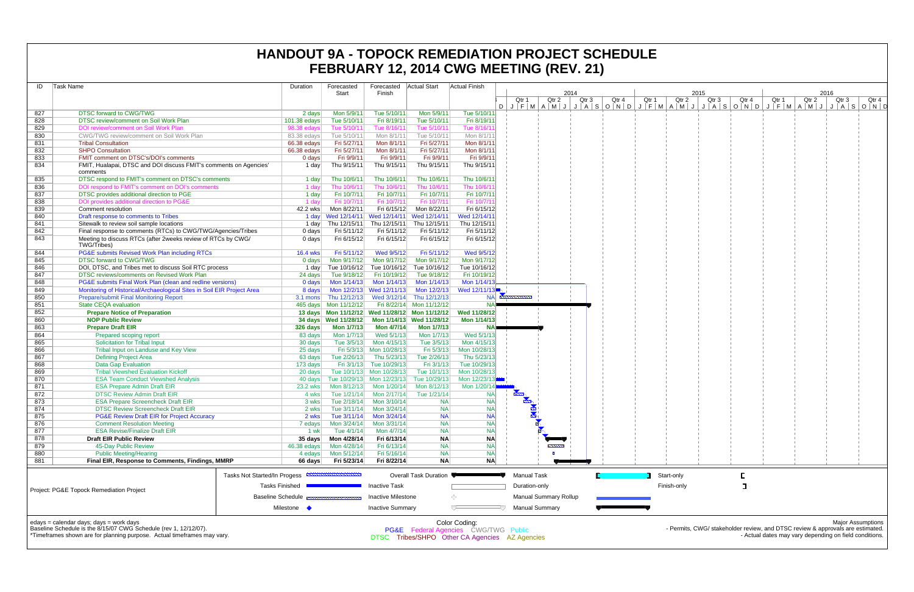# HANDOUT 9A - TOPOCK REMEDIATION PROJECT SCHEDULE
# FEBRUARY 12, 2014 CWG MEETING (REV. 21)

| ID | Task Name | Duration | Forecasted Start | Forecasted Finish | Actual Start | Actual Finish |
|---|---|---|---|---|---|---|
| 827 | DTSC forward to CWG/TWG | 2 days | Mon 5/9/11 | Tue 5/10/11 | Mon 5/9/11 | Tue 5/10/11 |
| 828 | DTSC review/comment on Soil Work Plan | 101.38 edays | Tue 5/10/11 | Fri 8/19/11 | Tue 5/10/11 | Fri 8/19/11 |
| 829 | DOI review/comment on Soil Work Plan | 98.38 edays | Tue 5/10/11 | Tue 8/16/11 | Tue 5/10/11 | Tue 8/16/11 |
| 830 | CWG/TWG review/comment on Soil Work Plan | 83.38 edays | Tue 5/10/11 | Mon 8/1/11 | Tue 5/10/11 | Mon 8/1/11 |
| 831 | Tribal Consultation | 66.38 edays | Fri 5/27/11 | Mon 8/1/11 | Fri 5/27/11 | Mon 8/1/11 |
| 832 | SHPO Consultation | 66.38 edays | Fri 5/27/11 | Mon 8/1/11 | Fri 5/27/11 | Mon 8/1/11 |
| 833 | FMIT comment on DTSC's/DOI's comments | 0 days | Fri 9/9/11 | Fri 9/9/11 | Fri 9/9/11 | Fri 9/9/11 |
| 834 | FMIT, Hualapai, DTSC and DOI discuss FMIT's comments on Agencies' comments | 1 day | Thu 9/15/11 | Thu 9/15/11 | Thu 9/15/11 | Thu 9/15/11 |
| 835 | DTSC respond to FMIT's comment on DTSC's comments | 1 day | Thu 10/6/11 | Thu 10/6/11 | Thu 10/6/11 | Thu 10/6/11 |
| 836 | DOI respond to FMIT's comment on DOI's comments | 1 day | Thu 10/6/11 | Thu 10/6/11 | Thu 10/6/11 | Thu 10/6/11 |
| 837 | DTSC provides additional direction to PGE | 1 day | Fri 10/7/11 | Fri 10/7/11 | Fri 10/7/11 | Fri 10/7/11 |
| 838 | DOI provides additional direction to PG&E | 1 day | Fri 10/7/11 | Fri 10/7/11 | Fri 10/7/11 | Fri 10/7/11 |
| 839 | Comment resolution | 42.2 wks | Mon 8/22/11 | Fri 6/15/12 | Mon 8/22/11 | Fri 6/15/12 |
| 840 | Draft response to comments to Tribes | 1 day | Wed 12/14/11 | Wed 12/14/11 | Wed 12/14/11 | Wed 12/14/11 |
| 841 | Sitewalk to review soil sample locations | 1 day | Thu 12/15/11 | Thu 12/15/11 | Thu 12/15/11 | Thu 12/15/11 |
| 842 | Final response to comments (RTCs) to CWG/TWG/Agencies/Tribes | 0 days | Fri 5/11/12 | Fri 5/11/12 | Fri 5/11/12 | Fri 5/11/12 |
| 843 | Meeting to discuss RTCs (after 2weeks review of RTCs by CWG/ TWG/Tribes) | 0 days | Fri 6/15/12 | Fri 6/15/12 | Fri 6/15/12 | Fri 6/15/12 |
| 844 | PG&E submits Revised Work Plan including RTCs | 16.4 wks | Fri 5/11/12 | Wed 9/5/12 | Fri 5/11/12 | Wed 9/5/12 |
| 845 | DTSC forward to CWG/TWG | 0 days | Mon 9/17/12 | Mon 9/17/12 | Mon 9/17/12 | Mon 9/17/12 |
| 846 | DOI, DTSC, and Tribes met to discuss Soil RTC process | 1 day | Tue 10/16/12 | Tue 10/16/12 | Tue 10/16/12 | Tue 10/16/12 |
| 847 | DTSC reviews/comments on Revised Work Plan | 24 days | Tue 9/18/12 | Fri 10/19/12 | Tue 9/18/12 | Fri 10/19/12 |
| 848 | PG&E submits Final Work Plan (clean and redline versions) | 0 days | Mon 1/14/13 | Mon 1/14/13 | Mon 1/14/13 | Mon 1/14/13 |
| 849 | Monitoring of Historical/Archaeological Sites in Soil EIR Project Area | 8 days | Mon 12/2/13 | Wed 12/11/13 | Mon 12/2/13 | Wed 12/11/13 |
| 850 | Prepare/submit Final Monitoring Report | 3.1 mons | Thu 12/12/13 | Wed 3/12/14 | Thu 12/12/13 | NA |
| 851 | State CEQA evaluation | 465 days | Mon 11/12/12 | Fri 8/22/14 | Mon 11/12/12 | NA |
| 852 | **Prepare Notice of Preparation** | **13 days** | **Mon 11/12/12** | **Wed 11/28/12** | **Mon 11/12/12** | **Wed 11/28/12** |
| 860 | **NOP Public Review** | **34 days** | **Wed 11/28/12** | **Mon 1/14/13** | **Wed 11/28/12** | **Mon 1/14/13** |
| 863 | **Prepare Draft EIR** | **326 days** | **Mon 1/7/13** | **Mon 4/7/14** | **Mon 1/7/13** | **NA** |
| 864 | Prepared scoping report | 83 days | Mon 1/7/13 | Wed 5/1/13 | Mon 1/7/13 | Wed 5/1/13 |
| 865 | Solicitation for Tribal Input | 30 days | Tue 3/5/13 | Mon 4/15/13 | Tue 3/5/13 | Mon 4/15/13 |
| 866 | Tribal Input on Landuse and Key View | 25 days | Fri 5/3/13 | Mon 10/28/13 | Fri 5/3/13 | Mon 10/28/13 |
| 867 | Defining Project Area | 63 days | Tue 2/26/13 | Thu 5/23/13 | Tue 2/26/13 | Thu 5/23/13 |
| 868 | Data Gap Evaluation | 173 days | Fri 3/1/13 | Tue 10/29/13 | Fri 3/1/13 | Tue 10/29/13 |
| 869 | Tribal Viewshed Evaluation Kickoff | 20 days | Tue 10/1/13 | Mon 10/28/13 | Tue 10/1/13 | Mon 10/28/13 |
| 870 | ESA Team Conduct Viewshed Analysis | 40 days | Tue 10/29/13 | Mon 12/23/13 | Tue 10/29/13 | Mon 12/23/13 |
| 871 | ESA Prepare Admin Draft EIR | 23.2 wks | Mon 8/12/13 | Mon 1/20/14 | Mon 8/12/13 | Mon 1/20/14 |
| 872 | DTSC Review Admin Draft EIR | 4 wks | Tue 1/21/14 | Mon 2/17/14 | Tue 1/21/14 | NA |
| 873 | ESA Prepare Screencheck Draft EIR | 3 wks | Tue 2/18/14 | Mon 3/10/14 | NA | NA |
| 874 | DTSC Review Screencheck Draft EIR | 2 wks | Tue 3/11/14 | Mon 3/24/14 | NA | NA |
| 875 | PG&E Review Draft EIR for Project Accuracy | 2 wks | Tue 3/11/14 | Mon 3/24/14 | NA | NA |
| 876 | Comment Resolution Meeting | 7 edays | Mon 3/24/14 | Mon 3/31/14 | NA | NA |
| 877 | ESA Revise/Finalize Draft EIR | 1 wk | Tue 4/1/14 | Mon 4/7/14 | NA | NA |
| 878 | **Draft EIR Public Review** | **35 days** | **Mon 4/28/14** | **Fri 6/13/14** | **NA** | **NA** |
| 879 | 45-Day Public Review | 46.38 edays | Mon 4/28/14 | Fri 6/13/14 | NA | NA |
| 880 | Public Meeting/Hearing | 4 edays | Mon 5/12/14 | Fri 5/16/14 | NA | NA |
| 881 | **Final EIR, Response to Comments, Findings, MMRP** | **66 days** | **Fri 5/23/14** | **Fri 8/22/14** | **NA** | **NA** |

Project: PG&E Topock Remediation Project

Legend: Tasks Not Started/In Progess; Tasks Finished; Baseline Schedule; Milestone; Overall Task Duration; Inactive Task; Inactive Milestone; Inactive Summary; Manual Task; Duration-only; Manual Summary Rollup; Manual Summary; Start-only; Finish-only

edays = calendar days; days = work days
Baseline Schedule is the 8/15/07 CWG Schedule (rev 1, 12/12/07).
*Timeframes shown are for planning purpose. Actual timeframes may vary.

Color Coding:
PG&E Federal Agencies CWG/TWG Public
DTSC Tribes/SHPO Other CA Agencies AZ Agencies

Major Assumptions
- Permits, CWG/ stakeholder review, and DTSC review & approvals are estimated.
- Actual dates may vary depending on field conditions.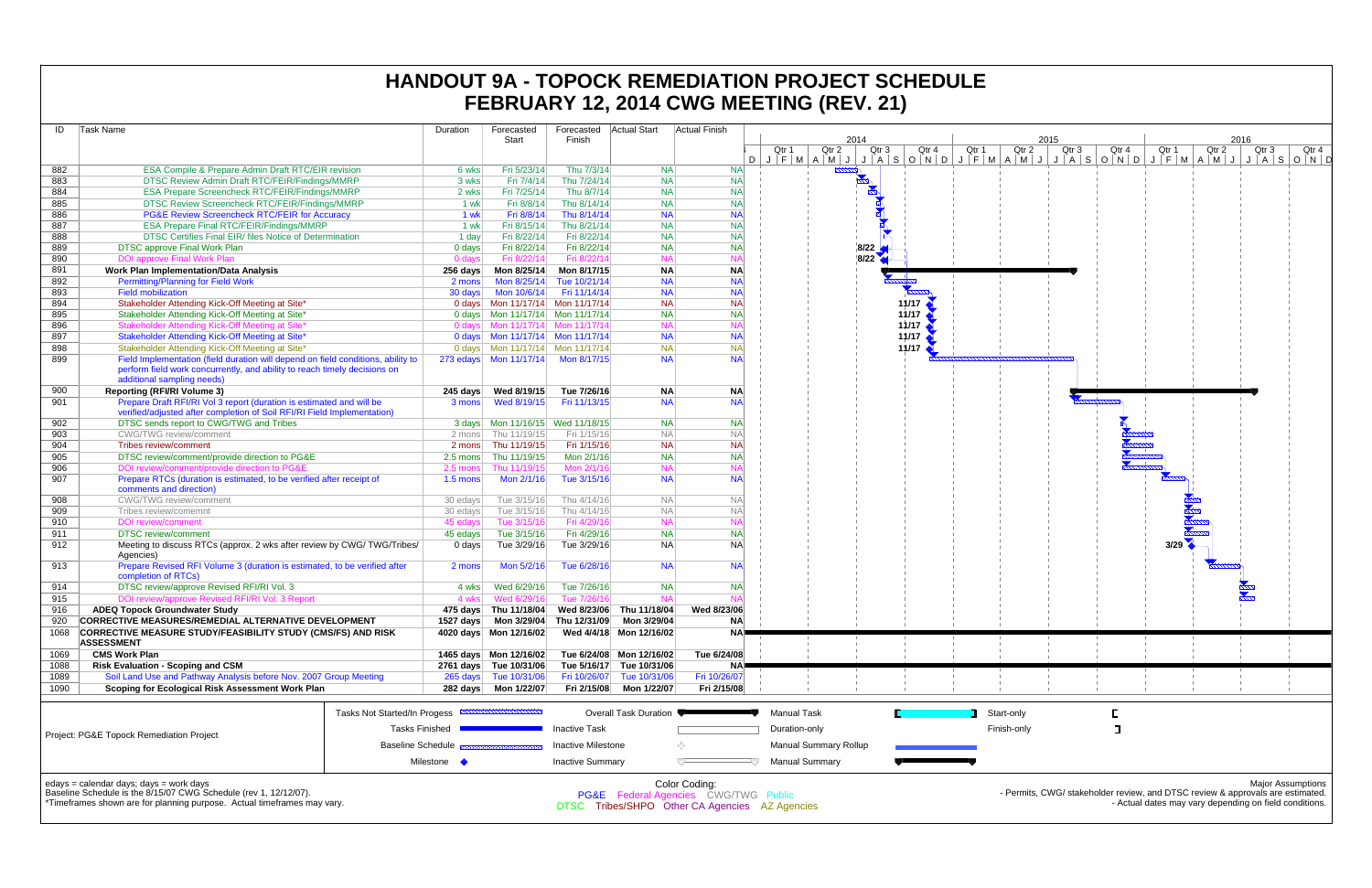# HANDOUT 9A - TOPOCK REMEDIATION PROJECT SCHEDULE
# FEBRUARY 12, 2014 CWG MEETING (REV. 21)

| ID | Task Name | Duration | Forecasted Start | Forecasted Finish | Actual Start | Actual Finish |
|---|---|---|---|---|---|---|
| 882 | ESA Compile & Prepare Admin Draft RTC/EIR revision | 6 wks | Fri 5/23/14 | Thu 7/3/14 | NA | NA |
| 883 | DTSC Review Admin Draft RTC/EIR/Findings/MMRP | 3 wks | Fri 7/4/14 | Thu 7/24/14 | NA | NA |
| 884 | ESA Prepare Screencheck RTC/FEIR/Findings/MMRP | 2 wks | Fri 7/25/14 | Thu 8/7/14 | NA | NA |
| 885 | DTSC Review Screencheck RTC/FEIR/Findings/MMRP | 1 wk | Fri 8/8/14 | Thu 8/14/14 | NA | NA |
| 886 | PG&E Review Screencheck RTC/FEIR for Accuracy | 1 wk | Fri 8/8/14 | Thu 8/14/14 | NA | NA |
| 887 | ESA Prepare Final RTC/FEIR/Findings/MMRP | 1 wk | Fri 8/15/14 | Thu 8/21/14 | NA | NA |
| 888 | DTSC Certifies Final EIR/ files Notice of Determination | 1 day | Fri 8/22/14 | Fri 8/22/14 | NA | NA |
| 889 | DTSC approve Final Work Plan | 0 days | Fri 8/22/14 | Fri 8/22/14 | NA | NA |
| 890 | DOI approve Final Work Plan | 0 days | Fri 8/22/14 | Fri 8/22/14 | NA | NA |
| 891 | **Work Plan Implementation/Data Analysis** | **256 days** | **Mon 8/25/14** | **Mon 8/17/15** | **NA** | **NA** |
| 892 | Permitting/Planning for Field Work | 2 mons | Mon 8/25/14 | Tue 10/21/14 | NA | NA |
| 893 | Field mobilization | 30 days | Mon 10/6/14 | Fri 11/14/14 | NA | NA |
| 894 | Stakeholder Attending Kick-Off Meeting at Site* | 0 days | Mon 11/17/14 | Mon 11/17/14 | NA | NA |
| 895 | Stakeholder Attending Kick-Off Meeting at Site* | 0 days | Mon 11/17/14 | Mon 11/17/14 | NA | NA |
| 896 | Stakeholder Attending Kick-Off Meeting at Site* | 0 days | Mon 11/17/14 | Mon 11/17/14 | NA | NA |
| 897 | Stakeholder Attending Kick-Off Meeting at Site* | 0 days | Mon 11/17/14 | Mon 11/17/14 | NA | NA |
| 898 | Stakeholder Attending Kick-Off Meeting at Site* | 0 days | Mon 11/17/14 | Mon 11/17/14 | NA | NA |
| 899 | Field Implementation (field duration will depend on field conditions, ability to perform field work concurrently, and ability to reach timely decisions on additional sampling needs) | 273 edays | Mon 11/17/14 | Mon 8/17/15 | NA | NA |
| 900 | **Reporting (RFI/RI Volume 3)** | **245 days** | **Wed 8/19/15** | **Tue 7/26/16** | **NA** | **NA** |
| 901 | Prepare Draft RFI/RI Vol 3 report (duration is estimated and will be verified/adjusted after completion of Soil RFI/RI Field Implementation) | 3 mons | Wed 8/19/15 | Fri 11/13/15 | NA | NA |
| 902 | DTSC sends report to CWG/TWG and Tribes | 3 days | Mon 11/16/15 | Wed 11/18/15 | NA | NA |
| 903 | CWG/TWG review/comment | 2 mons | Thu 11/19/15 | Fri 1/15/16 | NA | NA |
| 904 | Tribes review/comment | 2 mons | Thu 11/19/15 | Fri 1/15/16 | NA | NA |
| 905 | DTSC review/comment/provide direction to PG&E | 2.5 mons | Thu 11/19/15 | Mon 2/1/16 | NA | NA |
| 906 | DOI review/comment/provide direction to PG&E | 2.5 mons | Thu 11/19/15 | Mon 2/1/16 | NA | NA |
| 907 | Prepare RTCs (duration is estimated, to be verified after receipt of comments and direction) | 1.5 mons | Mon 2/1/16 | Tue 3/15/16 | NA | NA |
| 908 | CWG/TWG review/comment | 30 edays | Tue 3/15/16 | Thu 4/14/16 | NA | NA |
| 909 | Tribes review/comemnt | 30 edays | Tue 3/15/16 | Thu 4/14/16 | NA | NA |
| 910 | DOI review/comment | 45 edays | Tue 3/15/16 | Fri 4/29/16 | NA | NA |
| 911 | DTSC review/comment | 45 edays | Tue 3/15/16 | Fri 4/29/16 | NA | NA |
| 912 | Meeting to discuss RTCs (approx. 2 wks after review by CWG/ TWG/Tribes/ Agencies) | 0 days | Tue 3/29/16 | Tue 3/29/16 | NA | NA |
| 913 | Prepare Revised RFI Volume 3 (duration is estimated, to be verified after completion of RTCs) | 2 mons | Mon 5/2/16 | Tue 6/28/16 | NA | NA |
| 914 | DTSC review/approve Revised RFI/RI Vol. 3 | 4 wks | Wed 6/29/16 | Tue 7/26/16 | NA | NA |
| 915 | DOI review/approve Revised RFI/RI Vol. 3 Report | 4 wks | Wed 6/29/16 | Tue 7/26/16 | NA | NA |
| 916 | **ADEQ Topock Groundwater Study** | **475 days** | **Thu 11/18/04** | **Wed 8/23/06** | **Thu 11/18/04** | **Wed 8/23/06** |
| 920 | **CORRECTIVE MEASURES/REMEDIAL ALTERNATIVE DEVELOPMENT** | **1527 days** | **Mon 3/29/04** | **Thu 12/31/09** | **Mon 3/29/04** | **NA** |
| 1068 | **CORRECTIVE MEASURE STUDY/FEASIBILITY STUDY (CMS/FS) AND RISK ASSESSMENT** | **4020 days** | **Mon 12/16/02** | **Wed 4/4/18** | **Mon 12/16/02** | **NA** |
| 1069 | **CMS Work Plan** | **1465 days** | **Mon 12/16/02** | **Tue 6/24/08** | **Mon 12/16/02** | **Tue 6/24/08** |
| 1088 | **Risk Evaluation - Scoping and CSM** | **2761 days** | **Tue 10/31/06** | **Tue 5/16/17** | **Tue 10/31/06** | **NA** |
| 1089 | Soil Land Use and Pathway Analysis before Nov. 2007 Group Meeting | 265 days | Tue 10/31/06 | Fri 10/26/07 | Tue 10/31/06 | Fri 10/26/07 |
| 1090 | **Scoping for Ecological Risk Assessment Work Plan** | **282 days** | **Mon 1/22/07** | **Fri 2/15/08** | **Mon 1/22/07** | **Fri 2/15/08** |

Project: PG&E Topock Remediation Project

Legend: Tasks Not Started/In Progress; Tasks Finished; Baseline Schedule; Milestone; Overall Task Duration; Inactive Task; Inactive Milestone; Inactive Summary; Manual Task; Duration-only; Manual Summary Rollup; Manual Summary; Start-only; Finish-only

edays = calendar days; days = work days
Baseline Schedule is the 8/15/07 CWG Schedule (rev 1, 12/12/07).
*Timeframes shown are for planning purpose. Actual timeframes may vary.

Color Coding:
PG&E Federal Agencies CWG/TWG Public
DTSC Tribes/SHPO Other CA Agencies AZ Agencies

Major Assumptions
- Permits, CWG/ stakeholder review, and DTSC review & approvals are estimated.
- Actual dates may vary depending on field conditions.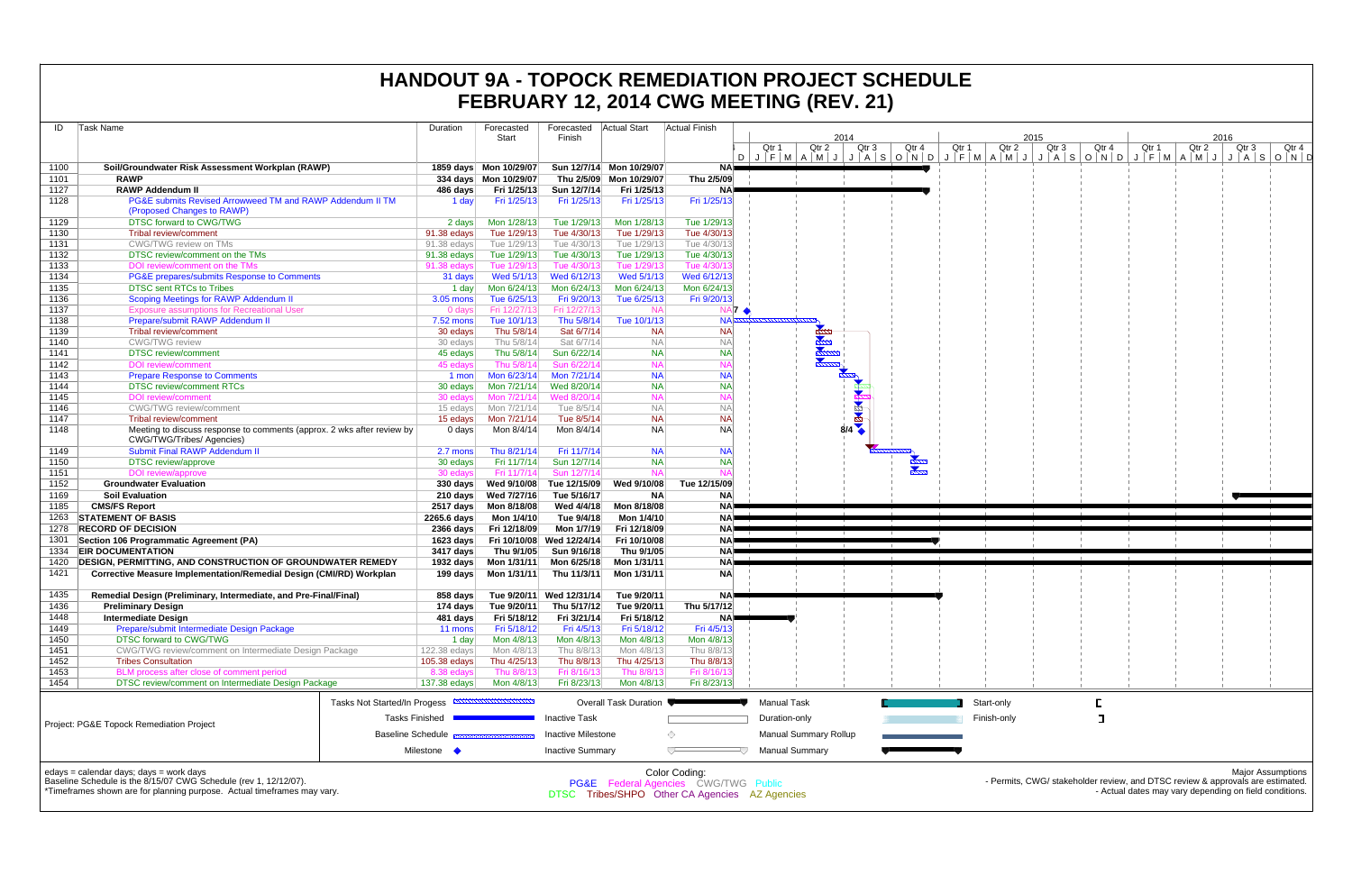# HANDOUT 9A - TOPOCK REMEDIATION PROJECT SCHEDULE
## FEBRUARY 12, 2014 CWG MEETING (REV. 21)

| ID | Task Name | Duration | Forecasted Start | Forecasted Finish | Actual Start | Actual Finish |
|---|---|---|---|---|---|---|
| 1100 | **Soil/Groundwater Risk Assessment Workplan (RAWP)** | **1859 days** | **Mon 10/29/07** | **Sun 12/7/14** | **Mon 10/29/07** | **NA** |
| 1101 | **RAWP** | **334 days** | **Mon 10/29/07** | **Thu 2/5/09** | **Mon 10/29/07** | **Thu 2/5/09** |
| 1127 | **RAWP Addendum II** | **486 days** | **Fri 1/25/13** | **Sun 12/7/14** | **Fri 1/25/13** | **NA** |
| 1128 | PG&E submits Revised Arrowweed TM and RAWP Addendum II TM (Proposed Changes to RAWP) | 1 day | Fri 1/25/13 | Fri 1/25/13 | Fri 1/25/13 | Fri 1/25/13 |
| 1129 | DTSC forward to CWG/TWG | 2 days | Mon 1/28/13 | Tue 1/29/13 | Mon 1/28/13 | Tue 1/29/13 |
| 1130 | Tribal review/comment | 91.38 edays | Tue 1/29/13 | Tue 4/30/13 | Tue 1/29/13 | Tue 4/30/13 |
| 1131 | CWG/TWG review on TMs | 91.38 edays | Tue 1/29/13 | Tue 4/30/13 | Tue 1/29/13 | Tue 4/30/13 |
| 1132 | DTSC review/comment on the TMs | 91.38 edays | Tue 1/29/13 | Tue 4/30/13 | Tue 1/29/13 | Tue 4/30/13 |
| 1133 | DOI review/comment on the TMs | 91.38 edays | Tue 1/29/13 | Tue 4/30/13 | Tue 1/29/13 | Tue 4/30/13 |
| 1134 | PG&E prepares/submits Response to Comments | 31 days | Wed 5/1/13 | Wed 6/12/13 | Wed 5/1/13 | Wed 6/12/13 |
| 1135 | DTSC sent RTCs to Tribes | 1 day | Mon 6/24/13 | Mon 6/24/13 | Mon 6/24/13 | Mon 6/24/13 |
| 1136 | Scoping Meetings for RAWP Addendum II | 3.05 mons | Tue 6/25/13 | Fri 9/20/13 | Tue 6/25/13 | Fri 9/20/13 |
| 1137 | Exposure assumptions for Recreational User | 0 days | Fri 12/27/13 | Fri 12/27/13 | NA | NA |
| 1138 | Prepare/submit RAWP Addendum II | 7.52 mons | Tue 10/1/13 | Thu 5/8/14 | Tue 10/1/13 | NA |
| 1139 | Tribal review/comment | 30 edays | Thu 5/8/14 | Sat 6/7/14 | NA | NA |
| 1140 | CWG/TWG review | 30 edays | Thu 5/8/14 | Sat 6/7/14 | NA | NA |
| 1141 | DTSC review/comment | 45 edays | Thu 5/8/14 | Sun 6/22/14 | NA | NA |
| 1142 | DOI review/comment | 45 edays | Thu 5/8/14 | Sun 6/22/14 | NA | NA |
| 1143 | Prepare Response to Comments | 1 mon | Mon 6/23/14 | Mon 7/21/14 | NA | NA |
| 1144 | DTSC review/comment RTCs | 30 edays | Mon 7/21/14 | Wed 8/20/14 | NA | NA |
| 1145 | DOI review/comment | 30 edays | Mon 7/21/14 | Wed 8/20/14 | NA | NA |
| 1146 | CWG/TWG review/comment | 15 edays | Mon 7/21/14 | Tue 8/5/14 | NA | NA |
| 1147 | Tribal review/comment | 15 edays | Mon 7/21/14 | Tue 8/5/14 | NA | NA |
| 1148 | Meeting to discuss response to comments (approx. 2 wks after review by CWG/TWG/Tribes/ Agencies) | 0 days | Mon 8/4/14 | Mon 8/4/14 | NA | NA |
| 1149 | Submit Final RAWP Addendum II | 2.7 mons | Thu 8/21/14 | Fri 11/7/14 | NA | NA |
| 1150 | DTSC review/approve | 30 edays | Fri 11/7/14 | Sun 12/7/14 | NA | NA |
| 1151 | DOI review/approve | 30 edays | Fri 11/7/14 | Sun 12/7/14 | NA | NA |
| 1152 | **Groundwater Evaluation** | **330 days** | **Wed 9/10/08** | **Tue 12/15/09** | **Wed 9/10/08** | **Tue 12/15/09** |
| 1169 | **Soil Evaluation** | **210 days** | **Wed 7/27/16** | **Tue 5/16/17** | **NA** | **NA** |
| 1185 | **CMS/FS Report** | **2517 days** | **Mon 8/18/08** | **Wed 4/4/18** | **Mon 8/18/08** | **NA** |
| 1263 | **STATEMENT OF BASIS** | **2265.6 days** | **Mon 1/4/10** | **Tue 9/4/18** | **Mon 1/4/10** | **NA** |
| 1278 | **RECORD OF DECISION** | **2366 days** | **Fri 12/18/09** | **Mon 1/7/19** | **Fri 12/18/09** | **NA** |
| 1301 | **Section 106 Programmatic Agreement (PA)** | **1623 days** | **Fri 10/10/08** | **Wed 12/24/14** | **Fri 10/10/08** | **NA** |
| 1334 | **EIR DOCUMENTATION** | **3417 days** | **Thu 9/1/05** | **Sun 9/16/18** | **Thu 9/1/05** | **NA** |
| 1420 | **DESIGN, PERMITTING, AND CONSTRUCTION OF GROUNDWATER REMEDY** | **1932 days** | **Mon 1/31/11** | **Mon 6/25/18** | **Mon 1/31/11** | **NA** |
| 1421 | **Corrective Measure Implementation/Remedial Design (CMI/RD) Workplan** | **199 days** | **Mon 1/31/11** | **Thu 11/3/11** | **Mon 1/31/11** | **NA** |
| 1435 | **Remedial Design (Preliminary, Intermediate, and Pre-Final/Final)** | **858 days** | **Tue 9/20/11** | **Wed 12/31/14** | **Tue 9/20/11** | **NA** |
| 1436 | **Preliminary Design** | **174 days** | **Tue 9/20/11** | **Thu 5/17/12** | **Tue 9/20/11** | **Thu 5/17/12** |
| 1448 | **Intermediate Design** | **481 days** | **Fri 5/18/12** | **Fri 3/21/14** | **Fri 5/18/12** | **NA** |
| 1449 | Prepare/submit Intermediate Design Package | 11 mons | Fri 5/18/12 | Fri 4/5/13 | Fri 5/18/12 | Fri 4/5/13 |
| 1450 | DTSC forward to CWG/TWG | 1 day | Mon 4/8/13 | Mon 4/8/13 | Mon 4/8/13 | Mon 4/8/13 |
| 1451 | CWG/TWG review/comment on Intermediate Design Package | 122.38 edays | Mon 4/8/13 | Thu 8/8/13 | Mon 4/8/13 | Thu 8/8/13 |
| 1452 | Tribes Consultation | 105.38 edays | Thu 4/25/13 | Thu 8/8/13 | Thu 4/25/13 | Thu 8/8/13 |
| 1453 | BLM process after close of comment period | 8.38 edays | Thu 8/8/13 | Fri 8/16/13 | Thu 8/8/13 | Fri 8/16/13 |
| 1454 | DTSC review/comment on Intermediate Design Package | 137.38 edays | Mon 4/8/13 | Fri 8/23/13 | Mon 4/8/13 | Fri 8/23/13 |

Project: PG&E Topock Remediation Project

Legend: Tasks Not Started/In Progess; Tasks Finished; Baseline Schedule; Milestone; Overall Task Duration; Inactive Task; Inactive Milestone; Inactive Summary; Manual Task; Duration-only; Manual Summary Rollup; Manual Summary; Start-only; Finish-only

edays = calendar days; days = work days
Baseline Schedule is the 8/15/07 CWG Schedule (rev 1, 12/12/07).
*Timeframes shown are for planning purpose. Actual timeframes may vary.

Color Coding: PG&E Federal Agencies CWG/TWG Public DTSC Tribes/SHPO Other CA Agencies AZ Agencies

Major Assumptions
- Permits, CWG/ stakeholder review, and DTSC review & approvals are estimated.
- Actual dates may vary depending on field conditions.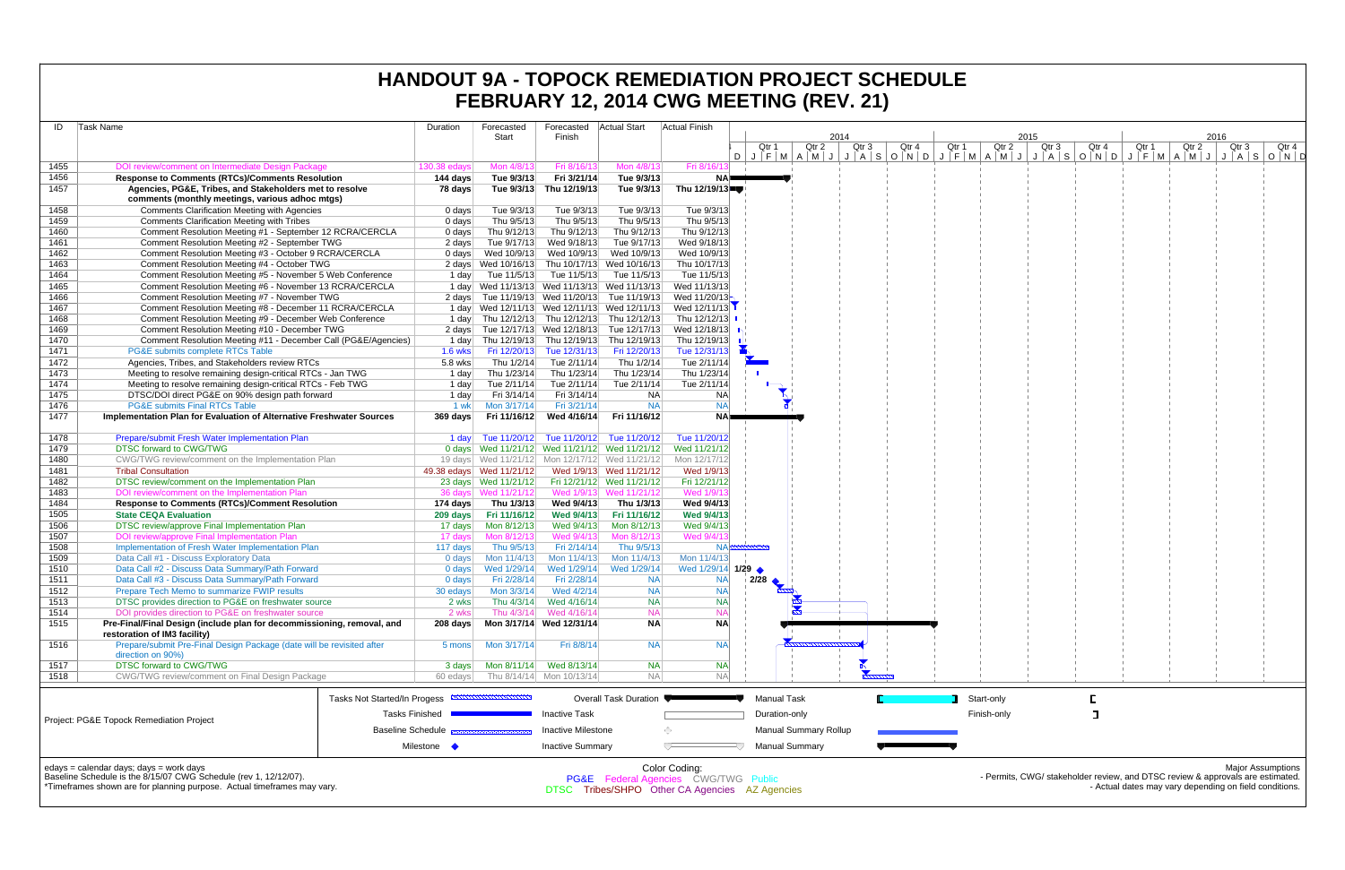# HANDOUT 9A - TOPOCK REMEDIATION PROJECT SCHEDULE
# FEBRUARY 12, 2014 CWG MEETING (REV. 21)

| ID | Task Name | Duration | Forecasted Start | Forecasted Finish | Actual Start | Actual Finish |
|---|---|---|---|---|---|---|
| 1455 | DOI review/comment on Intermediate Design Package | 130.38 edays | Mon 4/8/13 | Fri 8/16/13 | Mon 4/8/13 | Fri 8/16/13 |
| 1456 | **Response to Comments (RTCs)/Comments Resolution** | **144 days** | **Tue 9/3/13** | **Fri 3/21/14** | **Tue 9/3/13** | **NA** |
| 1457 | **Agencies, PG&E, Tribes, and Stakeholders met to resolve comments (monthly meetings, various adhoc mtgs)** | **78 days** | **Tue 9/3/13** | **Thu 12/19/13** | **Tue 9/3/13** | **Thu 12/19/13** |
| 1458 | Comments Clarification Meeting with Agencies | 0 days | Tue 9/3/13 | Tue 9/3/13 | Tue 9/3/13 | Tue 9/3/13 |
| 1459 | Comments Clarification Meeting with Tribes | 0 days | Thu 9/5/13 | Thu 9/5/13 | Thu 9/5/13 | Thu 9/5/13 |
| 1460 | Comment Resolution Meeting #1 - September 12 RCRA/CERCLA | 0 days | Thu 9/12/13 | Thu 9/12/13 | Thu 9/12/13 | Thu 9/12/13 |
| 1461 | Comment Resolution Meeting #2 - September TWG | 2 days | Tue 9/17/13 | Wed 9/18/13 | Tue 9/17/13 | Wed 9/18/13 |
| 1462 | Comment Resolution Meeting #3 - October 9 RCRA/CERCLA | 0 days | Wed 10/9/13 | Wed 10/9/13 | Wed 10/9/13 | Wed 10/9/13 |
| 1463 | Comment Resolution Meeting #4 - October TWG | 2 days | Wed 10/16/13 | Thu 10/17/13 | Wed 10/16/13 | Thu 10/17/13 |
| 1464 | Comment Resolution Meeting #5 - November 5 Web Conference | 1 day | Tue 11/5/13 | Tue 11/5/13 | Tue 11/5/13 | Tue 11/5/13 |
| 1465 | Comment Resolution Meeting #6 - November 13 RCRA/CERCLA | 1 day | Wed 11/13/13 | Wed 11/13/13 | Wed 11/13/13 | Wed 11/13/13 |
| 1466 | Comment Resolution Meeting #7 - November TWG | 2 days | Tue 11/19/13 | Wed 11/20/13 | Tue 11/19/13 | Wed 11/20/13 |
| 1467 | Comment Resolution Meeting #8 - December 11 RCRA/CERCLA | 1 day | Wed 12/11/13 | Wed 12/11/13 | Wed 12/11/13 | Wed 12/11/13 |
| 1468 | Comment Resolution Meeting #9 - December Web Conference | 1 day | Thu 12/12/13 | Thu 12/12/13 | Thu 12/12/13 | Thu 12/12/13 |
| 1469 | Comment Resolution Meeting #10 - December TWG | 2 days | Tue 12/17/13 | Wed 12/18/13 | Tue 12/17/13 | Wed 12/18/13 |
| 1470 | Comment Resolution Meeting #11 - December Call (PG&E/Agencies) | 1 day | Thu 12/19/13 | Thu 12/19/13 | Thu 12/19/13 | Thu 12/19/13 |
| 1471 | PG&E submits complete RTCs Table | 1.6 wks | Fri 12/20/13 | Tue 12/31/13 | Fri 12/20/13 | Tue 12/31/13 |
| 1472 | Agencies, Tribes, and Stakeholders review RTCs | 5.8 wks | Thu 1/2/14 | Tue 2/11/14 | Thu 1/2/14 | Tue 2/11/14 |
| 1473 | Meeting to resolve remaining design-critical RTCs - Jan TWG | 1 day | Thu 1/23/14 | Thu 1/23/14 | Thu 1/23/14 | Thu 1/23/14 |
| 1474 | Meeting to resolve remaining design-critical RTCs - Feb TWG | 1 day | Tue 2/11/14 | Tue 2/11/14 | Tue 2/11/14 | Tue 2/11/14 |
| 1475 | DTSC/DOI direct PG&E on 90% design path forward | 1 day | Fri 3/14/14 | Fri 3/14/14 | NA | NA |
| 1476 | PG&E submits Final RTCs Table | 1 wk | Mon 3/17/14 | Fri 3/21/14 | NA | NA |
| 1477 | **Implementation Plan for Evaluation of Alternative Freshwater Sources** | **369 days** | **Fri 11/16/12** | **Wed 4/16/14** | **Fri 11/16/12** | **NA** |
| 1478 | Prepare/submit Fresh Water Implementation Plan | 1 day | Tue 11/20/12 | Tue 11/20/12 | Tue 11/20/12 | Tue 11/20/12 |
| 1479 | DTSC forward to CWG/TWG | 0 days | Wed 11/21/12 | Wed 11/21/12 | Wed 11/21/12 | Wed 11/21/12 |
| 1480 | CWG/TWG review/comment on the Implementation Plan | 19 days | Wed 11/21/12 | Mon 12/17/12 | Wed 11/21/12 | Mon 12/17/12 |
| 1481 | Tribal Consultation | 49.38 edays | Wed 11/21/12 | Wed 1/9/13 | Wed 11/21/12 | Wed 1/9/13 |
| 1482 | DTSC review/comment on the Implementation Plan | 23 days | Wed 11/21/12 | Fri 12/21/12 | Wed 11/21/12 | Fri 12/21/12 |
| 1483 | DOI review/comment on the Implementation Plan | 36 days | Wed 11/21/12 | Wed 1/9/13 | Wed 11/21/12 | Wed 1/9/13 |
| 1484 | **Response to Comments (RTCs)/Comment Resolution** | **174 days** | **Thu 1/3/13** | **Wed 9/4/13** | **Thu 1/3/13** | **Wed 9/4/13** |
| 1505 | **State CEQA Evaluation** | **209 days** | **Fri 11/16/12** | **Wed 9/4/13** | **Fri 11/16/12** | **Wed 9/4/13** |
| 1506 | DTSC review/approve Final Implementation Plan | 17 days | Mon 8/12/13 | Wed 9/4/13 | Mon 8/12/13 | Wed 9/4/13 |
| 1507 | DOI review/approve Final Implementation Plan | 17 days | Mon 8/12/13 | Wed 9/4/13 | Mon 8/12/13 | Wed 9/4/13 |
| 1508 | Implementation of Fresh Water Implementation Plan | 117 days | Thu 9/5/13 | Fri 2/14/14 | Thu 9/5/13 | NA |
| 1509 | Data Call #1 - Discuss Exploratory Data | 0 days | Mon 11/4/13 | Mon 11/4/13 | Mon 11/4/13 | Mon 11/4/13 |
| 1510 | Data Call #2 - Discuss Data Summary/Path Forward | 0 days | Wed 1/29/14 | Wed 1/29/14 | Wed 1/29/14 | Wed 1/29/14 |
| 1511 | Data Call #3 - Discuss Data Summary/Path Forward | 0 days | Fri 2/28/14 | Fri 2/28/14 | NA | NA |
| 1512 | Prepare Tech Memo to summarize FWIP results | 30 edays | Mon 3/3/14 | Wed 4/2/14 | NA | NA |
| 1513 | DTSC provides direction to PG&E on freshwater source | 2 wks | Thu 4/3/14 | Wed 4/16/14 | NA | NA |
| 1514 | DOI provides direction to PG&E on freshwater source | 2 wks | Thu 4/3/14 | Wed 4/16/14 | NA | NA |
| 1515 | **Pre-Final/Final Design (include plan for decommissioning, removal, and restoration of IM3 facility)** | **208 days** | **Mon 3/17/14** | **Wed 12/31/14** | **NA** | **NA** |
| 1516 | Prepare/submit Pre-Final Design Package (date will be revisited after direction on 90%) | 5 mons | Mon 3/17/14 | Fri 8/8/14 | NA | NA |
| 1517 | DTSC forward to CWG/TWG | 3 days | Mon 8/11/14 | Wed 8/13/14 | NA | NA |
| 1518 | CWG/TWG review/comment on Final Design Package | 60 edays | Thu 8/14/14 | Mon 10/13/14 | NA | NA |

Project: PG&E Topock Remediation Project

Legend: Tasks Not Started/In Progess; Tasks Finished; Baseline Schedule; Milestone; Overall Task Duration; Inactive Task; Inactive Milestone; Inactive Summary; Manual Task; Duration-only; Manual Summary Rollup; Manual Summary; Start-only; Finish-only

edays = calendar days; days = work days
Baseline Schedule is the 8/15/07 CWG Schedule (rev 1, 12/12/07).
*Timeframes shown are for planning purpose. Actual timeframes may vary.

Color Coding:
PG&E Federal Agencies CWG/TWG Public
DTSC Tribes/SHPO Other CA Agencies AZ Agencies

Major Assumptions
- Permits, CWG/ stakeholder review, and DTSC review & approvals are estimated.
- Actual dates may vary depending on field conditions.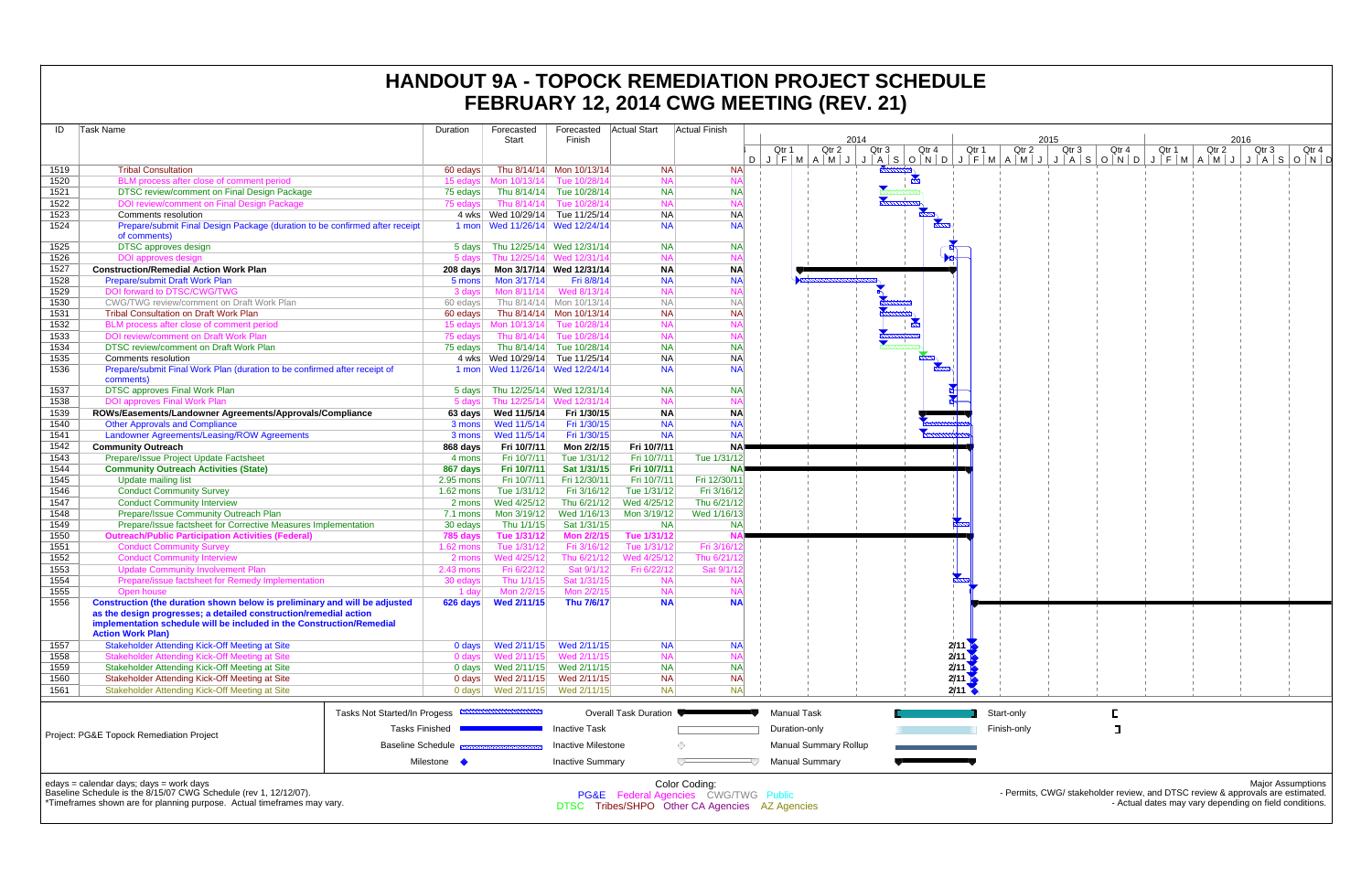# HANDOUT 9A - TOPOCK REMEDIATION PROJECT SCHEDULE
# FEBRUARY 12, 2014 CWG MEETING (REV. 21)

| ID | Task Name | Duration | Forecasted Start | Forecasted Finish | Actual Start | Actual Finish |
|---|---|---|---|---|---|---|
| 1519 | Tribal Consultation | 60 edays | Thu 8/14/14 | Mon 10/13/14 | NA | NA |
| 1520 | BLM process after close of comment period | 15 edays | Mon 10/13/14 | Tue 10/28/14 | NA | NA |
| 1521 | DTSC review/comment on Final Design Package | 75 edays | Thu 8/14/14 | Tue 10/28/14 | NA | NA |
| 1522 | DOI review/comment on Final Design Package | 75 edays | Thu 8/14/14 | Tue 10/28/14 | NA | NA |
| 1523 | Comments resolution | 4 wks | Wed 10/29/14 | Tue 11/25/14 | NA | NA |
| 1524 | Prepare/submit Final Design Package (duration to be confirmed after receipt of comments) | 1 mon | Wed 11/26/14 | Wed 12/24/14 | NA | NA |
| 1525 | DTSC approves design | 5 days | Thu 12/25/14 | Wed 12/31/14 | NA | NA |
| 1526 | DOI approves design | 5 days | Thu 12/25/14 | Wed 12/31/14 | NA | NA |
| 1527 | **Construction/Remedial Action Work Plan** | **208 days** | **Mon 3/17/14** | **Wed 12/31/14** | **NA** | **NA** |
| 1528 | Prepare/submit Draft Work Plan | 5 mons | Mon 3/17/14 | Fri 8/8/14 | NA | NA |
| 1529 | DOI forward to DTSC/CWG/TWG | 3 days | Mon 8/11/14 | Wed 8/13/14 | NA | NA |
| 1530 | CWG/TWG review/comment on Draft Work Plan | 60 edays | Thu 8/14/14 | Mon 10/13/14 | NA | NA |
| 1531 | Tribal Consultation on Draft Work Plan | 60 edays | Thu 8/14/14 | Mon 10/13/14 | NA | NA |
| 1532 | BLM process after close of comment period | 15 edays | Mon 10/13/14 | Tue 10/28/14 | NA | NA |
| 1533 | DOI review/comment on Draft Work Plan | 75 edays | Thu 8/14/14 | Tue 10/28/14 | NA | NA |
| 1534 | DTSC review/comment on Draft Work Plan | 75 edays | Thu 8/14/14 | Tue 10/28/14 | NA | NA |
| 1535 | Comments resolution | 4 wks | Wed 10/29/14 | Tue 11/25/14 | NA | NA |
| 1536 | Prepare/submit Final Work Plan (duration to be confirmed after receipt of comments) | 1 mon | Wed 11/26/14 | Wed 12/24/14 | NA | NA |
| 1537 | DTSC approves Final Work Plan | 5 days | Thu 12/25/14 | Wed 12/31/14 | NA | NA |
| 1538 | DOI approves Final Work Plan | 5 days | Thu 12/25/14 | Wed 12/31/14 | NA | NA |
| 1539 | **ROWs/Easements/Landowner Agreements/Approvals/Compliance** | **63 days** | **Wed 11/5/14** | **Fri 1/30/15** | **NA** | **NA** |
| 1540 | Other Approvals and Compliance | 3 mons | Wed 11/5/14 | Fri 1/30/15 | NA | NA |
| 1541 | Landowner Agreements/Leasing/ROW Agreements | 3 mons | Wed 11/5/14 | Fri 1/30/15 | NA | NA |
| 1542 | **Community Outreach** | **868 days** | **Fri 10/7/11** | **Mon 2/2/15** | **Fri 10/7/11** | **NA** |
| 1543 | Prepare/Issue Project Update Factsheet | 4 mons | Fri 10/7/11 | Tue 1/31/12 | Fri 10/7/11 | Tue 1/31/12 |
| 1544 | **Community Outreach Activities (State)** | **867 days** | **Fri 10/7/11** | **Sat 1/31/15** | **Fri 10/7/11** | **NA** |
| 1545 | Update mailing list | 2.95 mons | Fri 10/7/11 | Fri 12/30/11 | Fri 10/7/11 | Fri 12/30/11 |
| 1546 | Conduct Community Survey | 1.62 mons | Tue 1/31/12 | Fri 3/16/12 | Tue 1/31/12 | Fri 3/16/12 |
| 1547 | Conduct Community Interview | 2 mons | Wed 4/25/12 | Thu 6/21/12 | Wed 4/25/12 | Thu 6/21/12 |
| 1548 | Prepare/Issue Community Outreach Plan | 7.1 mons | Mon 3/19/12 | Wed 1/16/13 | Mon 3/19/12 | Wed 1/16/13 |
| 1549 | Prepare/Issue factsheet for Corrective Measures Implementation | 30 edays | Thu 1/1/15 | Sat 1/31/15 | NA | NA |
| 1550 | **Outreach/Public Participation Activities (Federal)** | **785 days** | **Tue 1/31/12** | **Mon 2/2/15** | **Tue 1/31/12** | **NA** |
| 1551 | Conduct Community Survey | 1.62 mons | Tue 1/31/12 | Fri 3/16/12 | Tue 1/31/12 | Fri 3/16/12 |
| 1552 | Conduct Community Interview | 2 mons | Wed 4/25/12 | Thu 6/21/12 | Wed 4/25/12 | Thu 6/21/12 |
| 1553 | Update Community Involvement Plan | 2.43 mons | Fri 6/22/12 | Sat 9/1/12 | Fri 6/22/12 | Sat 9/1/12 |
| 1554 | Prepare/issue factsheet for Remedy Implementation | 30 edays | Thu 1/1/15 | Sat 1/31/15 | NA | NA |
| 1555 | Open house | 1 day | Mon 2/2/15 | Mon 2/2/15 | NA | NA |
| 1556 | **Construction (the duration shown below is preliminary and will be adjusted as the design progresses; a detailed construction/remedial action implementation schedule will be included in the Construction/Remedial Action Work Plan)** | **626 days** | **Wed 2/11/15** | **Thu 7/6/17** | **NA** | **NA** |
| 1557 | Stakeholder Attending Kick-Off Meeting at Site | 0 days | Wed 2/11/15 | Wed 2/11/15 | NA | NA |
| 1558 | Stakeholder Attending Kick-Off Meeting at Site | 0 days | Wed 2/11/15 | Wed 2/11/15 | NA | NA |
| 1559 | Stakeholder Attending Kick-Off Meeting at Site | 0 days | Wed 2/11/15 | Wed 2/11/15 | NA | NA |
| 1560 | Stakeholder Attending Kick-Off Meeting at Site | 0 days | Wed 2/11/15 | Wed 2/11/15 | NA | NA |
| 1561 | Stakeholder Attending Kick-Off Meeting at Site | 0 days | Wed 2/11/15 | Wed 2/11/15 | NA | NA |

Project: PG&E Topock Remediation Project

Legend: Tasks Not Started/In Progess; Tasks Finished; Baseline Schedule; Milestone; Overall Task Duration; Inactive Task; Inactive Milestone; Inactive Summary; Manual Task; Duration-only; Manual Summary Rollup; Manual Summary; Start-only; Finish-only

edays = calendar days; days = work days
Baseline Schedule is the 8/15/07 CWG Schedule (rev 1, 12/12/07).
*Timeframes shown are for planning purpose. Actual timeframes may vary.

Color Coding:
PG&E Federal Agencies CWG/TWG Public
DTSC Tribes/SHPO Other CA Agencies AZ Agencies

Major Assumptions
- Permits, CWG/ stakeholder review, and DTSC review & approvals are estimated.
- Actual dates may vary depending on field conditions.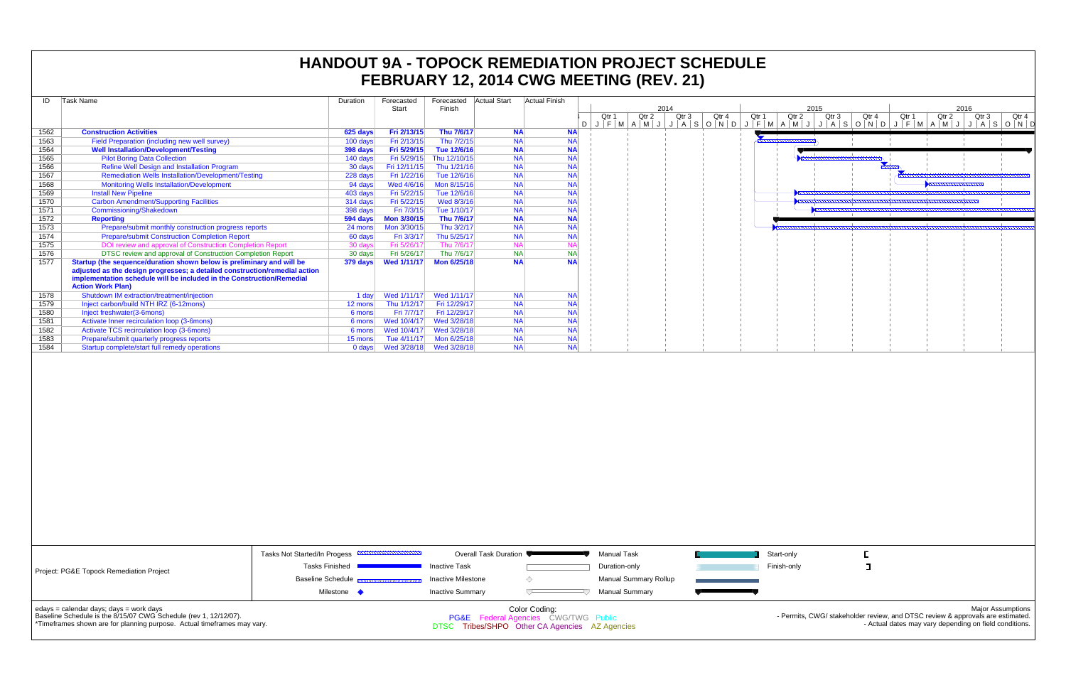# HANDOUT 9A - TOPOCK REMEDIATION PROJECT SCHEDULE
# FEBRUARY 12, 2014 CWG MEETING (REV. 21)

| ID | Task Name | Duration | Forecasted Start | Forecasted Finish | Actual Start | Actual Finish |
|---|---|---|---|---|---|---|
| 1562 | **Construction Activities** | **625 days** | **Fri 2/13/15** | **Thu 7/6/17** | **NA** | **NA** |
| 1563 | Field Preparation (including new well survey) | 100 days | Fri 2/13/15 | Thu 7/2/15 | NA | NA |
| 1564 | **Well Installation/Development/Testing** | **398 days** | **Fri 5/29/15** | **Tue 12/6/16** | **NA** | **NA** |
| 1565 | Pilot Boring Data Collection | 140 days | Fri 5/29/15 | Thu 12/10/15 | NA | NA |
| 1566 | Refine Well Design and Installation Program | 30 days | Fri 12/11/15 | Thu 1/21/16 | NA | NA |
| 1567 | Remediation Wells Installation/Development/Testing | 228 days | Fri 1/22/16 | Tue 12/6/16 | NA | NA |
| 1568 | Monitoring Wells Installation/Development | 94 days | Wed 4/6/16 | Mon 8/15/16 | NA | NA |
| 1569 | Install New Pipeline | 403 days | Fri 5/22/15 | Tue 12/6/16 | NA | NA |
| 1570 | Carbon Amendment/Supporting Facilities | 314 days | Fri 5/22/15 | Wed 8/3/16 | NA | NA |
| 1571 | Commissioning/Shakedown | 398 days | Fri 7/3/15 | Tue 1/10/17 | NA | NA |
| 1572 | **Reporting** | **594 days** | **Mon 3/30/15** | **Thu 7/6/17** | **NA** | **NA** |
| 1573 | Prepare/submit monthly construction progress reports | 24 mons | Mon 3/30/15 | Thu 3/2/17 | NA | NA |
| 1574 | Prepare/submit Construction Completion Report | 60 days | Fri 3/3/17 | Thu 5/25/17 | NA | NA |
| 1575 | DOI review and approval of Construction Completion Report | 30 days | Fri 5/26/17 | Thu 7/6/17 | NA | NA |
| 1576 | DTSC review and approval of Construction Completion Report | 30 days | Fri 5/26/17 | Thu 7/6/17 | NA | NA |
| 1577 | **Startup (the sequence/duration shown below is preliminary and will be adjusted as the design progresses; a detailed construction/remedial action implementation schedule will be included in the Construction/Remedial Action Work Plan)** | **379 days** | **Wed 1/11/17** | **Mon 6/25/18** | **NA** | **NA** |
| 1578 | Shutdown IM extraction/treatment/injection | 1 day | Wed 1/11/17 | Wed 1/11/17 | NA | NA |
| 1579 | Inject carbon/build NTH IRZ (6-12mons) | 12 mons | Thu 1/12/17 | Fri 12/29/17 | NA | NA |
| 1580 | Inject freshwater(3-6mons) | 6 mons | Fri 7/7/17 | Fri 12/29/17 | NA | NA |
| 1581 | Activate Inner recirculation loop (3-6mons) | 6 mons | Wed 10/4/17 | Wed 3/28/18 | NA | NA |
| 1582 | Activate TCS recirculation loop (3-6mons) | 6 mons | Wed 10/4/17 | Wed 3/28/18 | NA | NA |
| 1583 | Prepare/submit quarterly progress reports | 15 mons | Tue 4/11/17 | Mon 6/25/18 | NA | NA |
| 1584 | Startup complete/start full remedy operations | 0 days | Wed 3/28/18 | Wed 3/28/18 | NA | NA |

2014: Qtr 1, Qtr 2, Qtr 3, Qtr 4
2015: Qtr 1, Qtr 2, Qtr 3, Qtr 4
2016: Qtr 1, Qtr 2, Qtr 3, Qtr 4

Project: PG&E Topock Remediation Project

Legend: Tasks Not Started/In Progess; Tasks Finished; Baseline Schedule; Milestone; Overall Task Duration; Inactive Task; Inactive Milestone; Inactive Summary; Manual Task; Duration-only; Manual Summary Rollup; Manual Summary; Start-only; Finish-only

edays = calendar days; days = work days
Baseline Schedule is the 8/15/07 CWG Schedule (rev 1, 12/12/07).
*Timeframes shown are for planning purpose. Actual timeframes may vary.

Color Coding:
PG&E Federal Agencies CWG/TWG Public
DTSC Tribes/SHPO Other CA Agencies AZ Agencies

Major Assumptions
- Permits, CWG/ stakeholder review, and DTSC review & approvals are estimated.
- Actual dates may vary depending on field conditions.